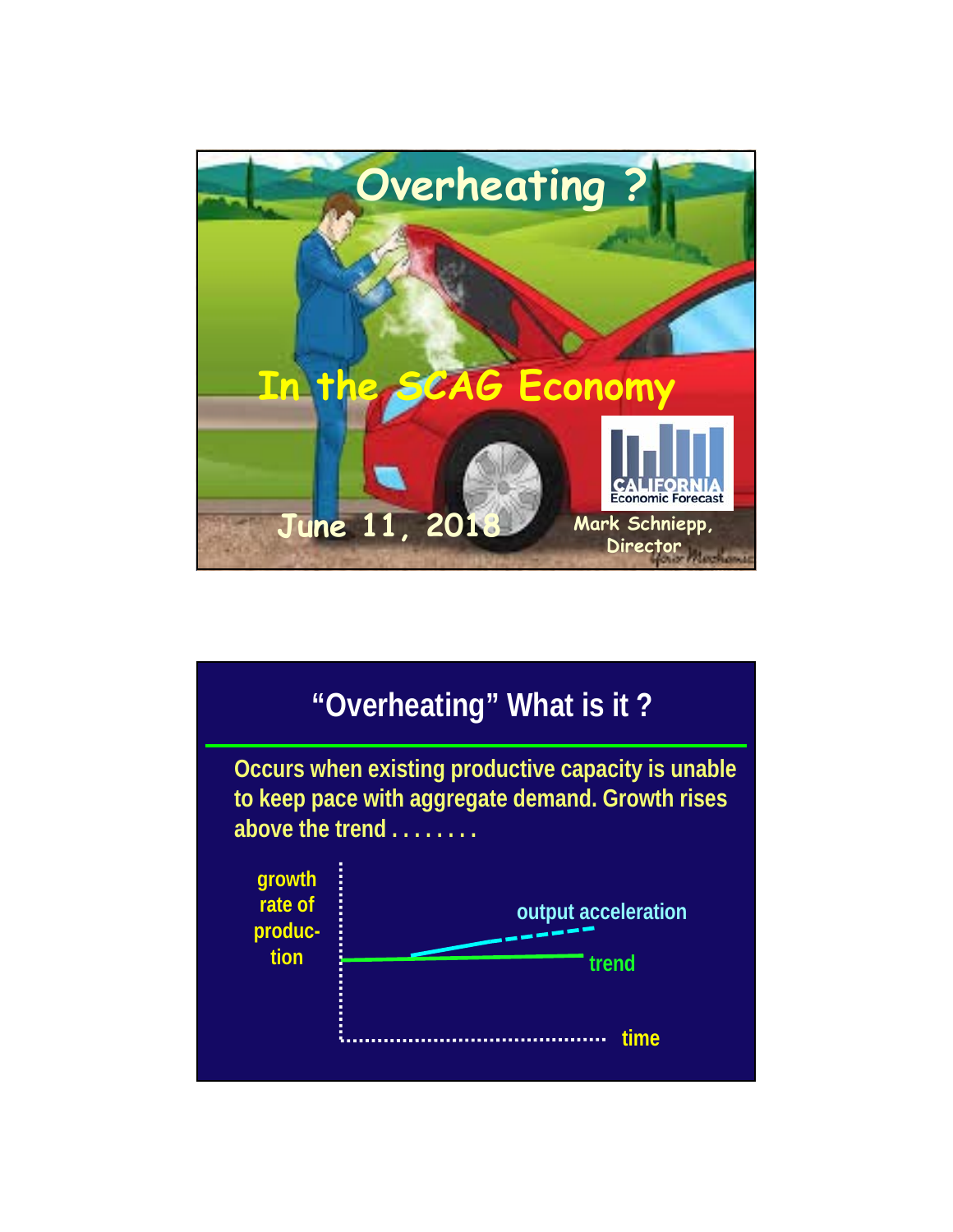# Overheating ?

## In the SCAG Economy

June 11, 2018

CALIFORNIA Economic Forecast

Mark Schniepp, Director

## "Overheating" What is it ?

Occurs when existing productive capacity is unable to keep pace with aggregate demand. Growth rises above the trend . . . . . . . .

growth rate of production

output acceleration

trend

time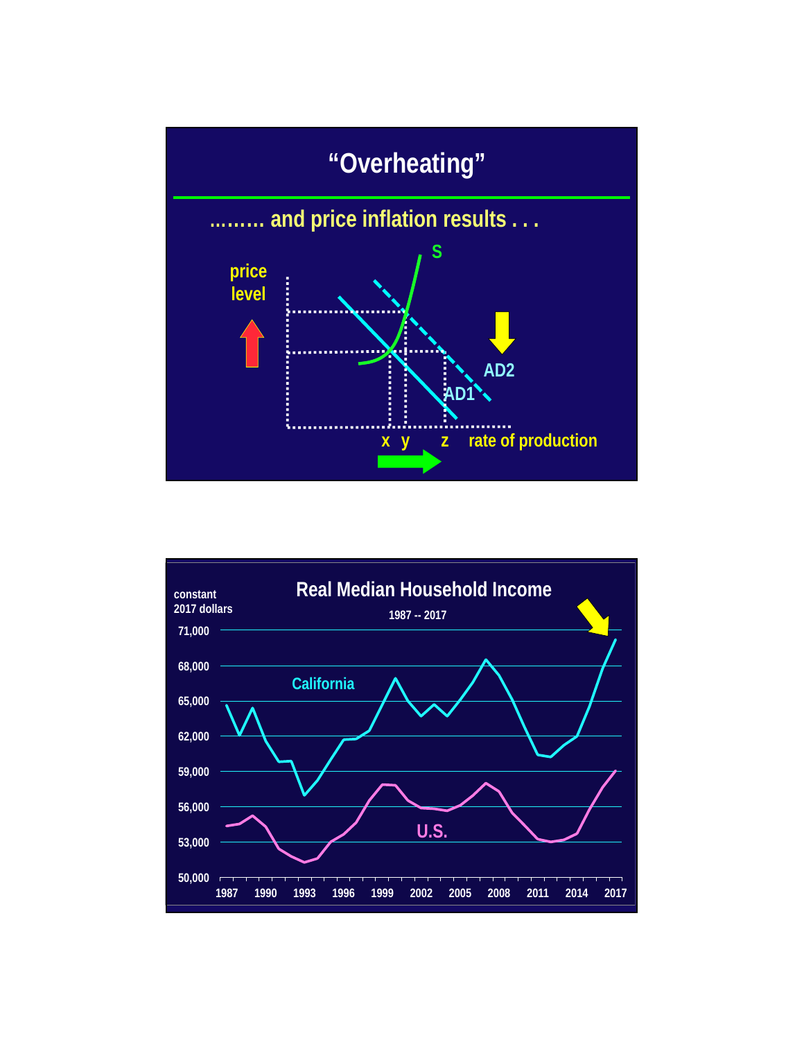# "Overheating"

........ and price inflation results . . .

price level

S

AD2

AD1

x y z rate of production

# Real Median Household Income

1987 -- 2017

constant 2017 dollars

California

U.S.

71,000
68,000
65,000
62,000
59,000
56,000
53,000
50,000

1987 1990 1993 1996 1999 2002 2005 2008 2011 2014 2017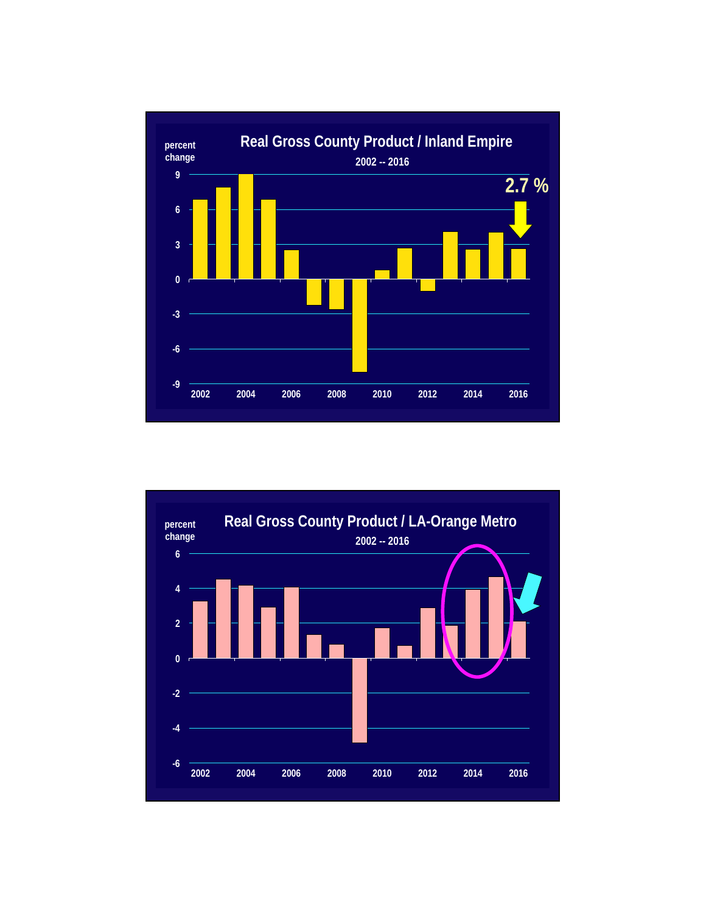## Real Gross County Product / Inland Empire

2002 -- 2016

percent change

2.7 %

| Year | Percent change (approx.) |
|---|---|
| 2002 | 6.8 |
| 2003 | 7.9 |
| 2004 | 9.0 |
| 2005 | 6.8 |
| 2006 | 2.5 |
| 2007 | -2.2 |
| 2008 | -2.6 |
| 2009 | -8.0 |
| 2010 | 0.7 |
| 2011 | 2.6 |
| 2012 | -1.0 |
| 2013 | 4.0 |
| 2014 | 2.5 |
| 2015 | 4.0 |
| 2016 | 2.7 |

## Real Gross County Product / LA-Orange Metro

2002 -- 2016

percent change

| Year | Percent change (approx.) |
|---|---|
| 2002 | 3.2 |
| 2003 | 4.5 |
| 2004 | 4.2 |
| 2005 | 2.9 |
| 2006 | 4.1 |
| 2007 | 1.3 |
| 2008 | 0.8 |
| 2009 | -4.9 |
| 2010 | 1.7 |
| 2011 | 0.7 |
| 2012 | 2.9 |
| 2013 | 1.8 |
| 2014 | 3.9 |
| 2015 | 4.7 |
| 2016 | 2.1 |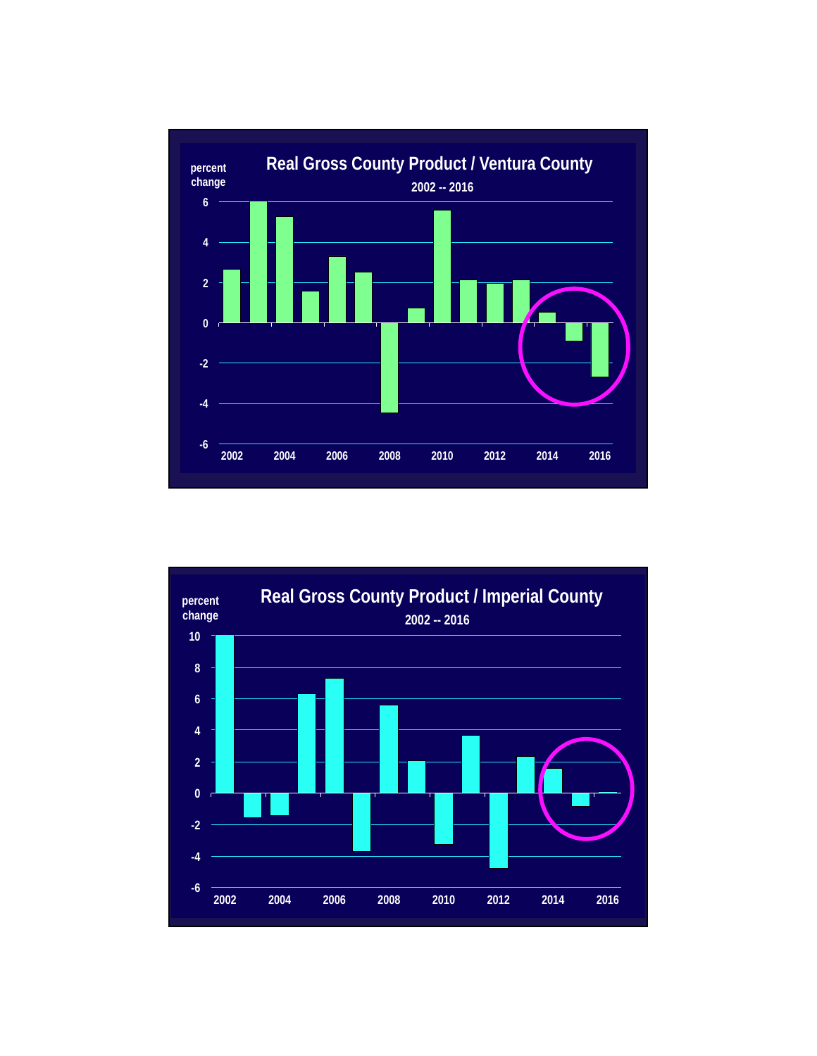## Real Gross County Product / Ventura County

2002 -- 2016

percent change

| Year | Percent change |
|---|---|
| 2002 | 2.6 |
| 2003 | 6.0 |
| 2004 | 5.2 |
| 2005 | 1.5 |
| 2006 | 3.2 |
| 2007 | 2.5 |
| 2008 | -4.4 |
| 2009 | 0.7 |
| 2010 | 5.5 |
| 2011 | 2.1 |
| 2012 | 1.9 |
| 2013 | 2.1 |
| 2014 | 0.5 |
| 2015 | -0.9 |
| 2016 | -2.7 |

## Real Gross County Product / Imperial County

2002 -- 2016

percent change

| Year | Percent change |
|---|---|
| 2002 | 10.0 |
| 2003 | -1.6 |
| 2004 | -1.4 |
| 2005 | 6.3 |
| 2006 | 7.3 |
| 2007 | -3.7 |
| 2008 | 5.6 |
| 2009 | 2.0 |
| 2010 | -3.2 |
| 2011 | 3.6 |
| 2012 | -4.7 |
| 2013 | 2.3 |
| 2014 | 1.5 |
| 2015 | -0.8 |
| 2016 | 0.0 |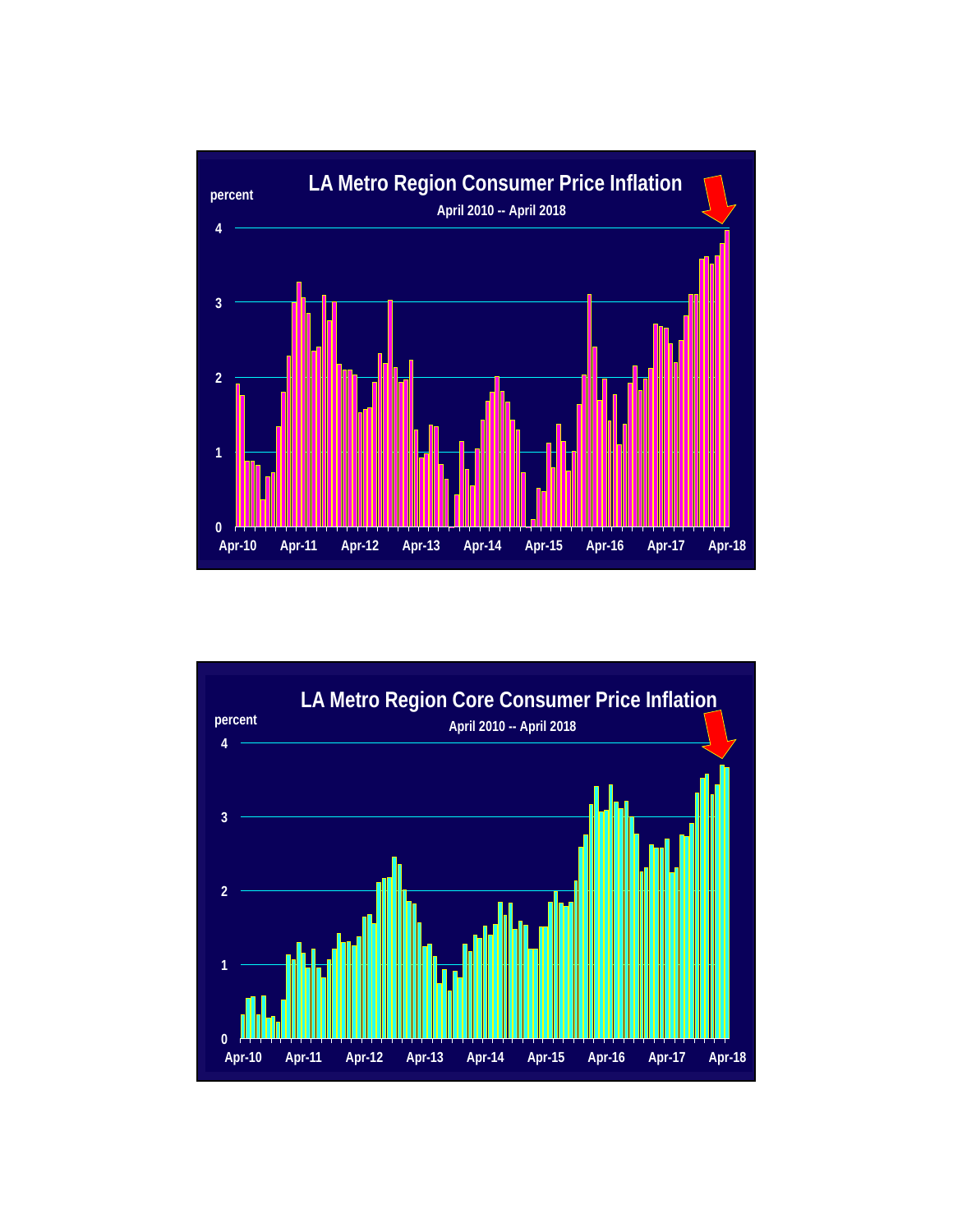## LA Metro Region Consumer Price Inflation

April 2010 -- April 2018

percent

4

3

2

1

0

Apr-10 Apr-11 Apr-12 Apr-13 Apr-14 Apr-15 Apr-16 Apr-17 Apr-18

## LA Metro Region Core Consumer Price Inflation

April 2010 -- April 2018

percent

4

3

2

1

0

Apr-10 Apr-11 Apr-12 Apr-13 Apr-14 Apr-15 Apr-16 Apr-17 Apr-18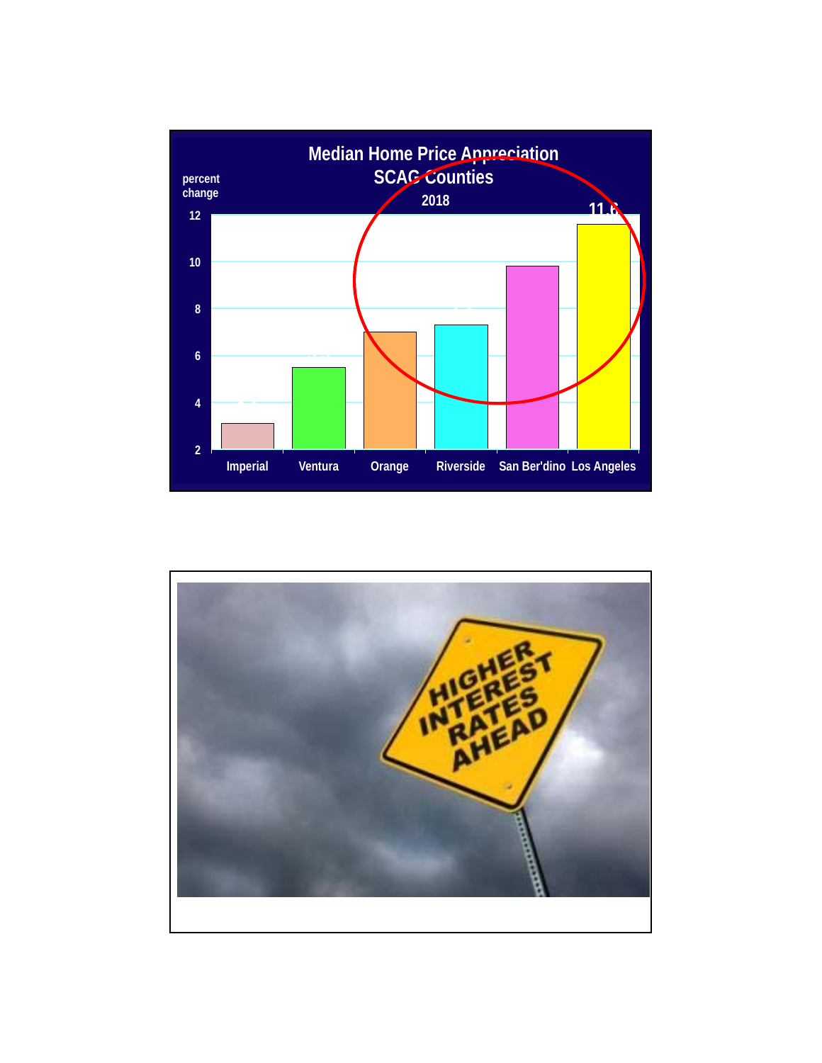## Median Home Price Appreciation
## SCAG Counties
### 2018

percent change

| County | Percent change |
|---|---|
| Imperial | 3.1 |
| Ventura | 5.5 |
| Orange | 7.0 |
| Riverside | 7.3 |
| San Ber'dino | 9.8 |
| Los Angeles | 11.6 |

HIGHER INTEREST RATES AHEAD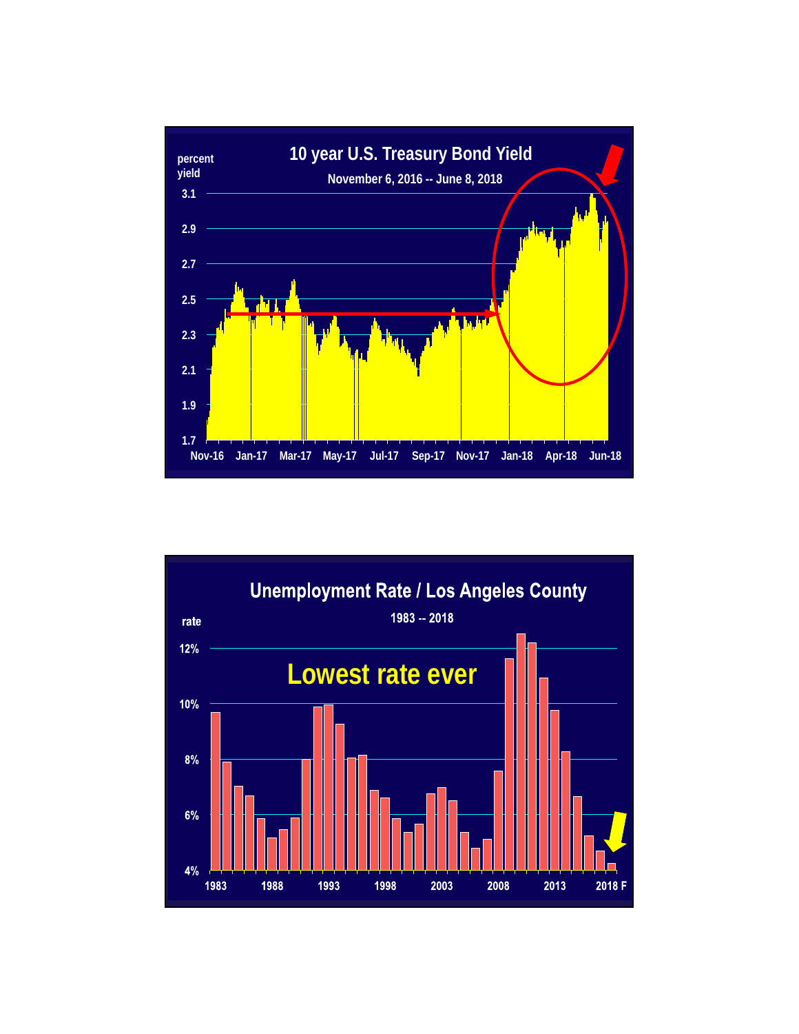## 10 year U.S. Treasury Bond Yield

November 6, 2016 -- June 8, 2018

percent yield

3.1
2.9
2.7
2.5
2.3
2.1
1.9
1.7

Nov-16 Jan-17 Mar-17 May-17 Jul-17 Sep-17 Nov-17 Jan-18 Apr-18 Jun-18

## Unemployment Rate / Los Angeles County

1983 -- 2018

rate

12%
10%
8%
6%
4%

**Lowest rate ever**

1983 1988 1993 1998 2003 2008 2013 2018 F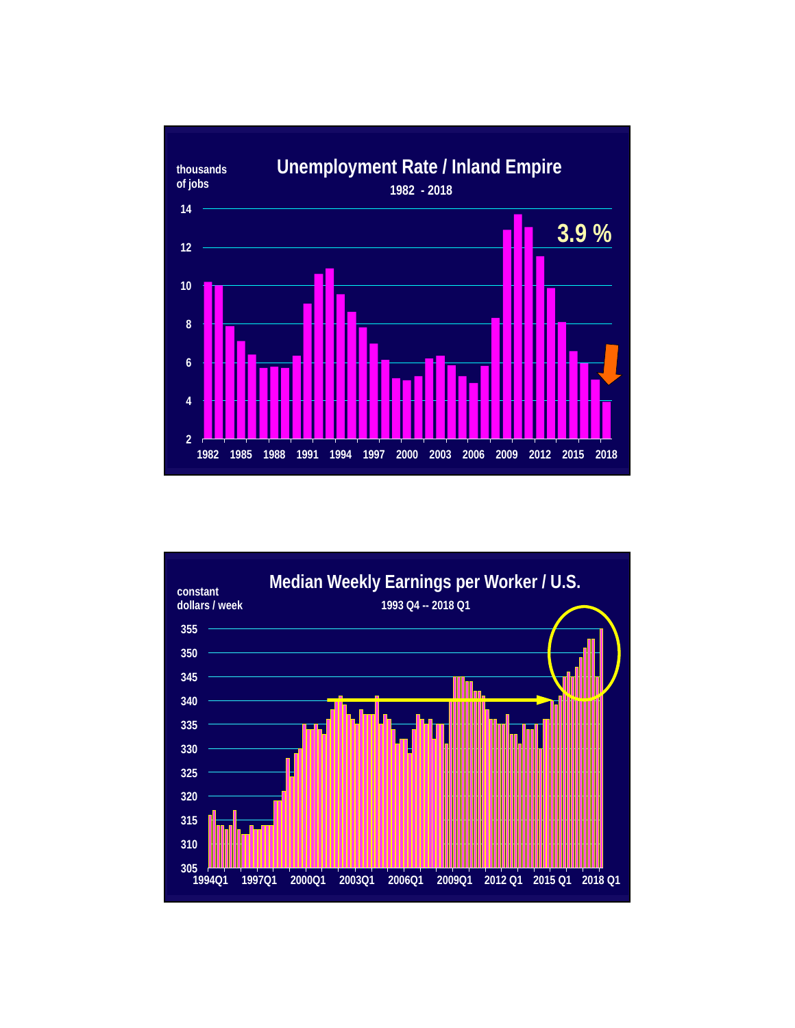## Unemployment Rate / Inland Empire

1982 - 2018

thousands of jobs

3.9 %

14
12
10
8
6
4
2

1982 1985 1988 1991 1994 1997 2000 2003 2006 2009 2012 2015 2018

## Median Weekly Earnings per Worker / U.S.

1993 Q4 -- 2018 Q1

constant dollars / week

355
350
345
340
335
330
325
320
315
310
305

1994Q1 1997Q1 2000Q1 2003Q1 2006Q1 2009Q1 2012 Q1 2015 Q1 2018 Q1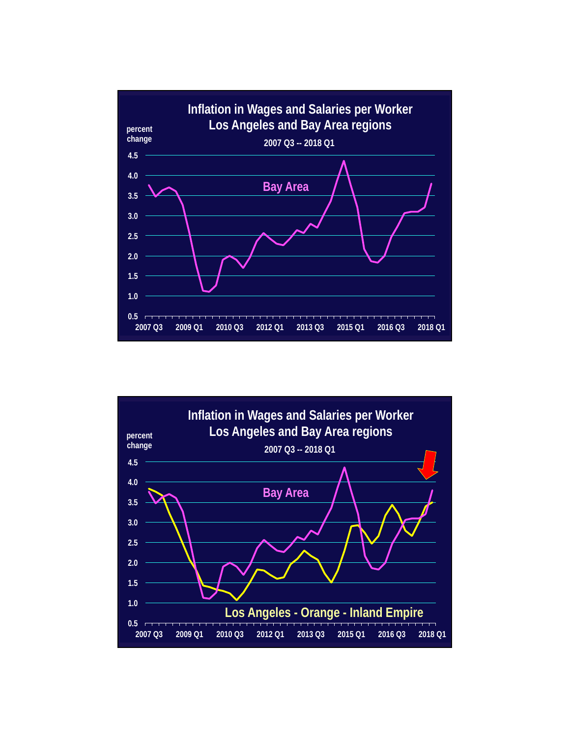## Inflation in Wages and Salaries per Worker
## Los Angeles and Bay Area regions

2007 Q3 -- 2018 Q1

percent change

4.5
4.0
3.5
3.0
2.5
2.0
1.5
1.0
0.5

Bay Area

2007 Q3 | 2009 Q1 | 2010 Q3 | 2012 Q1 | 2013 Q3 | 2015 Q1 | 2016 Q3 | 2018 Q1

## Inflation in Wages and Salaries per Worker
## Los Angeles and Bay Area regions

2007 Q3 -- 2018 Q1

percent change

4.5
4.0
3.5
3.0
2.5
2.0
1.5
1.0
0.5

Bay Area

Los Angeles - Orange - Inland Empire

2007 Q3 | 2009 Q1 | 2010 Q3 | 2012 Q1 | 2013 Q3 | 2015 Q1 | 2016 Q3 | 2018 Q1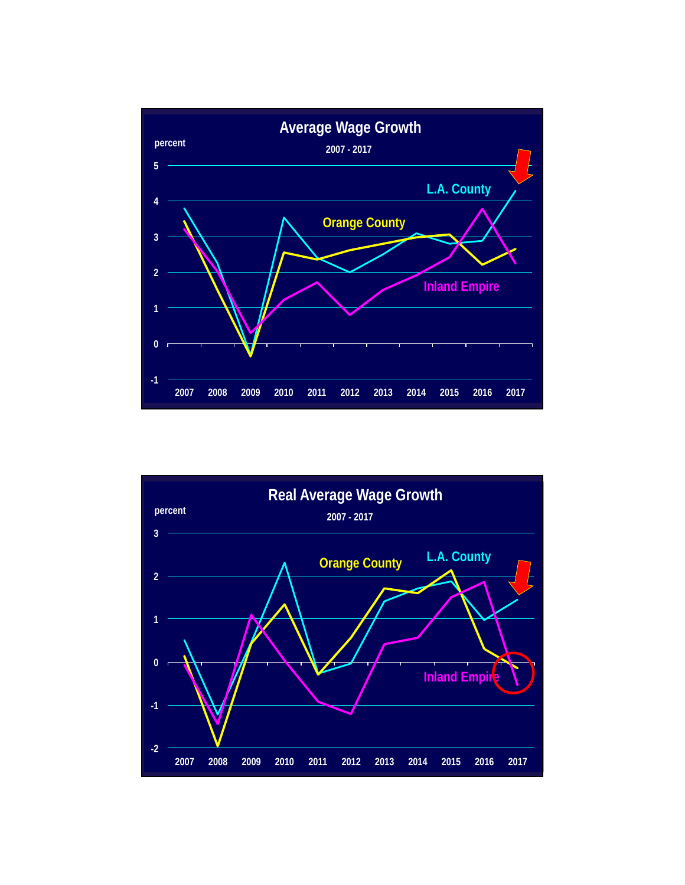## Average Wage Growth

2007 - 2017

percent

L.A. County

Orange County

Inland Empire

2007 2008 2009 2010 2011 2012 2013 2014 2015 2016 2017

## Real Average Wage Growth

2007 - 2017

percent

Orange County

L.A. County

Inland Empire

2007 2008 2009 2010 2011 2012 2013 2014 2015 2016 2017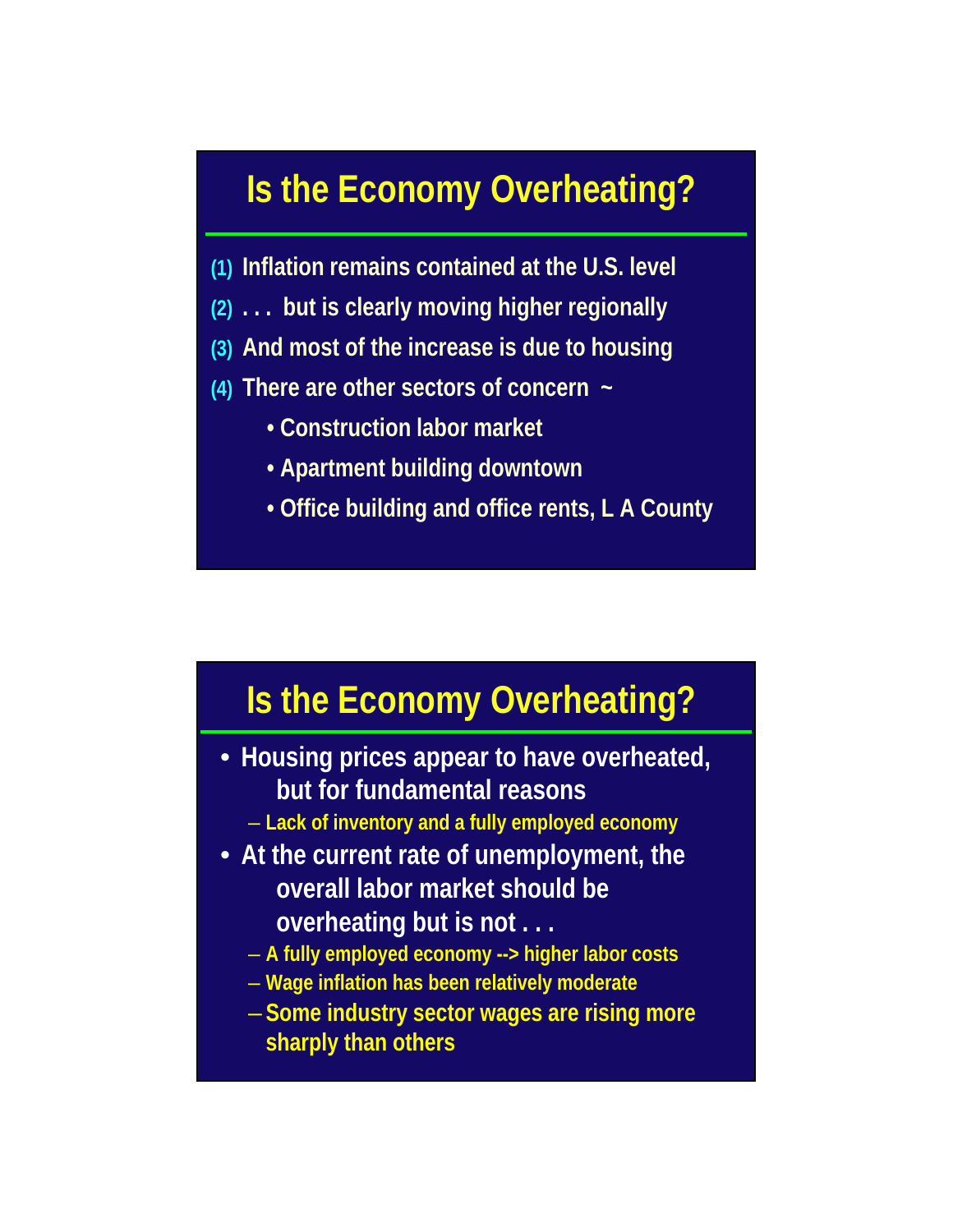## Is the Economy Overheating?

(1) Inflation remains contained at the U.S. level

(2) . . . but is clearly moving higher regionally

(3) And most of the increase is due to housing

(4) There are other sectors of concern ~

- Construction labor market
- Apartment building downtown
- Office building and office rents, L A County

## Is the Economy Overheating?

- Housing prices appear to have overheated, but for fundamental reasons
  - Lack of inventory and a fully employed economy
- At the current rate of unemployment, the overall labor market should be overheating but is not . . .
  - A fully employed economy --> higher labor costs
  - Wage inflation has been relatively moderate
  - Some industry sector wages are rising more sharply than others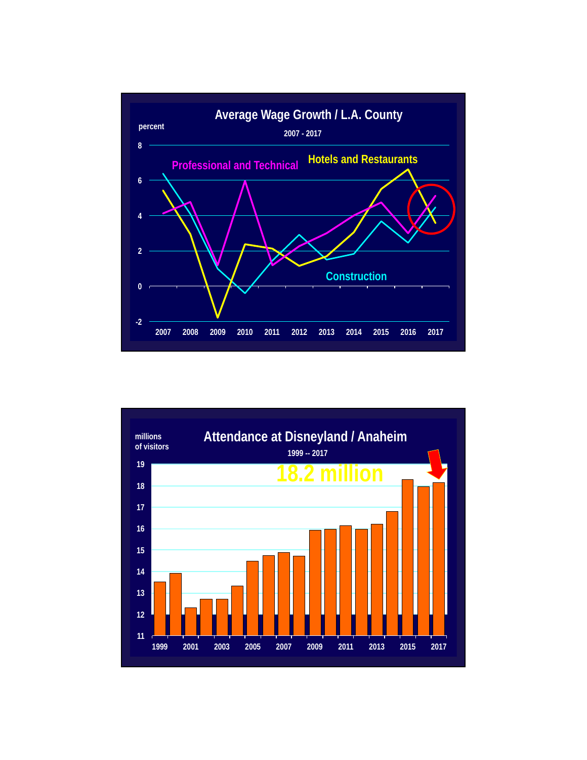## Average Wage Growth / L.A. County

2007 - 2017

percent

8
6
4
2
0
-2

Professional and Technical

Hotels and Restaurants

Construction

2007 2008 2009 2010 2011 2012 2013 2014 2015 2016 2017

## Attendance at Disneyland / Anaheim

1999 -- 2017

millions of visitors

19
18
17
16
15
14
13
12
11

18.2 million

1999 2001 2003 2005 2007 2009 2011 2013 2015 2017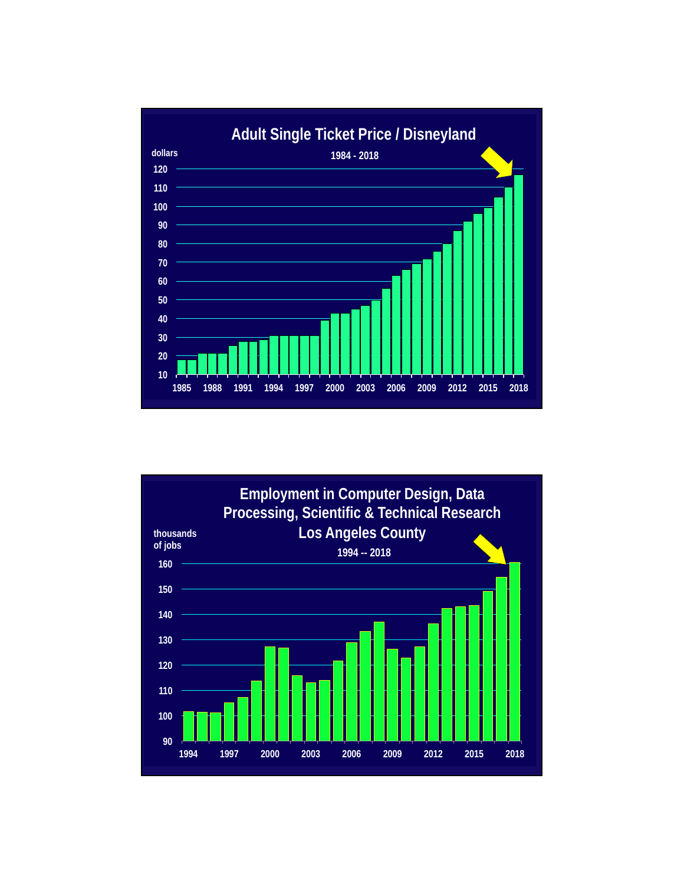## Adult Single Ticket Price / Disneyland

1984 - 2018

dollars

120
110
100
90
80
70
60
50
40
30
20
10

1985 1988 1991 1994 1997 2000 2003 2006 2009 2012 2015 2018

## Employment in Computer Design, Data Processing, Scientific & Technical Research Los Angeles County

1994 -- 2018

thousands of jobs

160
150
140
130
120
110
100
90

1994 1997 2000 2003 2006 2009 2012 2015 2018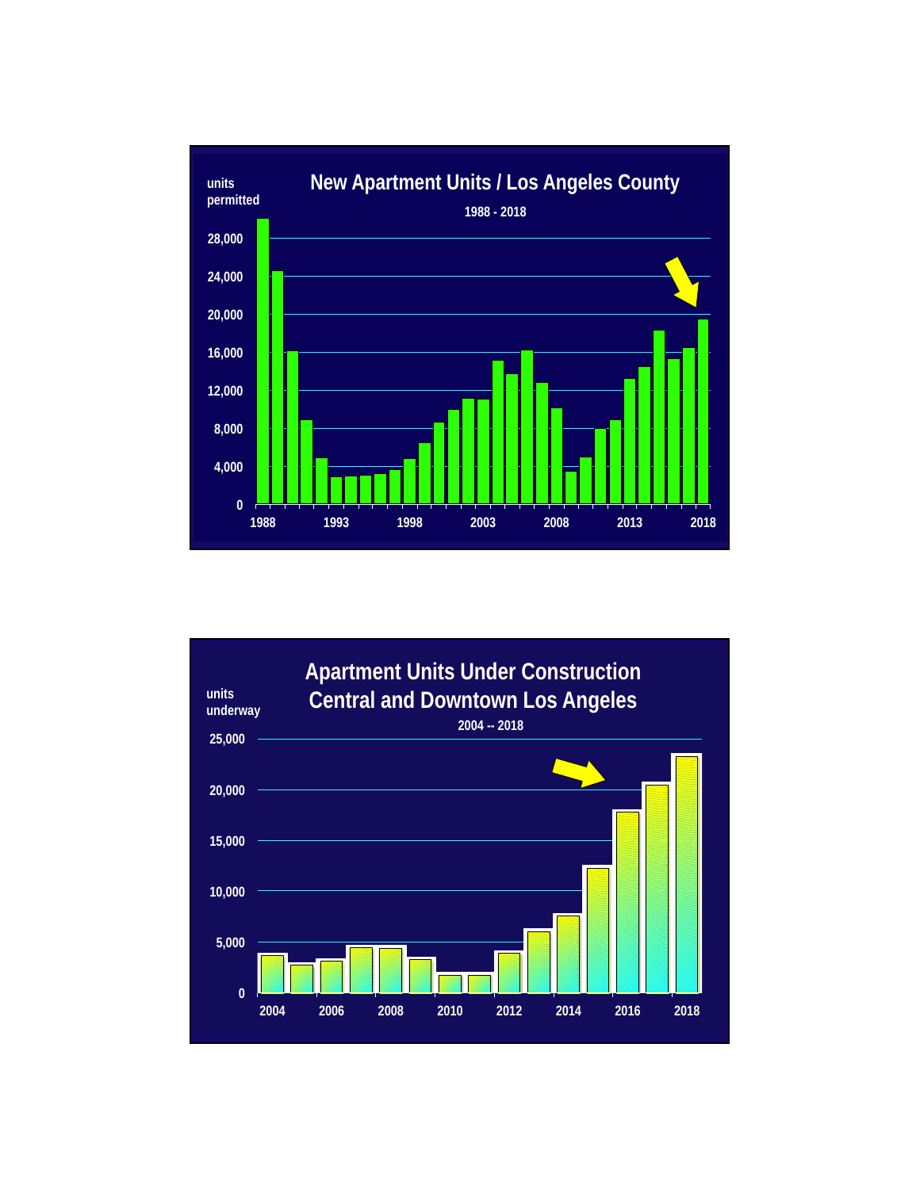## New Apartment Units / Los Angeles County

1988 - 2018

units permitted

28,000
24,000
20,000
16,000
12,000
8,000
4,000
0

1988 1993 1998 2003 2008 2013 2018

## Apartment Units Under Construction Central and Downtown Los Angeles

2004 -- 2018

units underway

25,000
20,000
15,000
10,000
5,000
0

2004 2006 2008 2010 2012 2014 2016 2018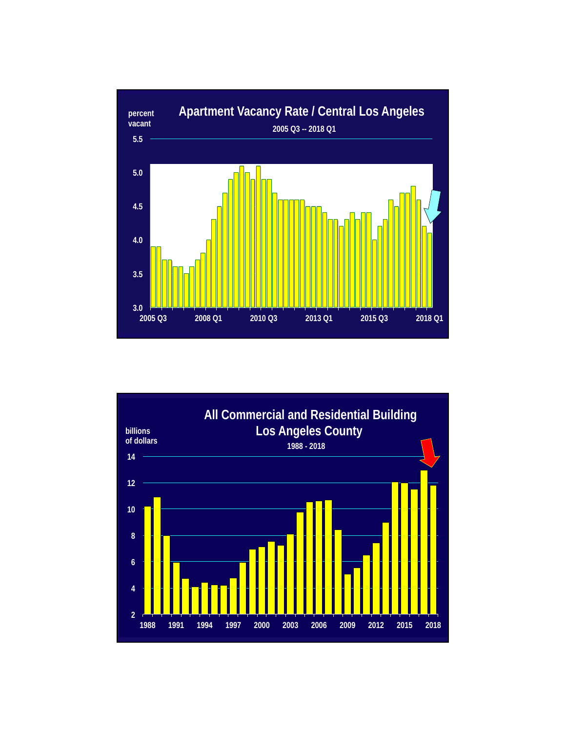## Apartment Vacancy Rate / Central Los Angeles

2005 Q3 -- 2018 Q1

percent vacant

5.5
5.0
4.5
4.0
3.5
3.0

2005 Q3 | 2008 Q1 | 2010 Q3 | 2013 Q1 | 2015 Q3 | 2018 Q1

## All Commercial and Residential Building Los Angeles County

1988 - 2018

billions of dollars

14
12
10
8
6
4
2

1988 | 1991 | 1994 | 1997 | 2000 | 2003 | 2006 | 2009 | 2012 | 2015 | 2018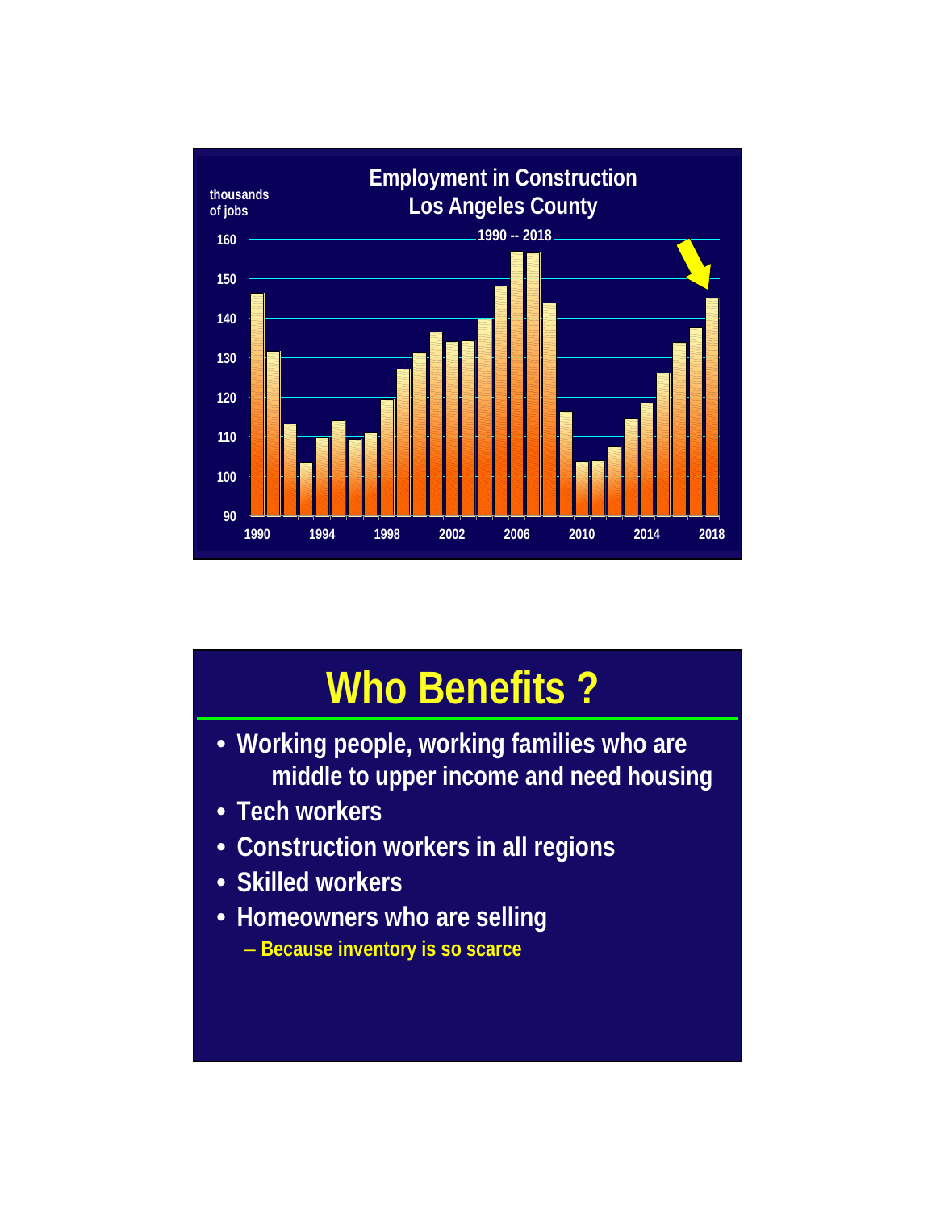## Employment in Construction Los Angeles County

thousands of jobs

1990 -- 2018

160
150
140
130
120
110
100
90

1990 1994 1998 2002 2006 2010 2014 2018

# Who Benefits ?

- Working people, working families who are middle to upper income and need housing
- Tech workers
- Construction workers in all regions
- Skilled workers
- Homeowners who are selling
  - Because inventory is so scarce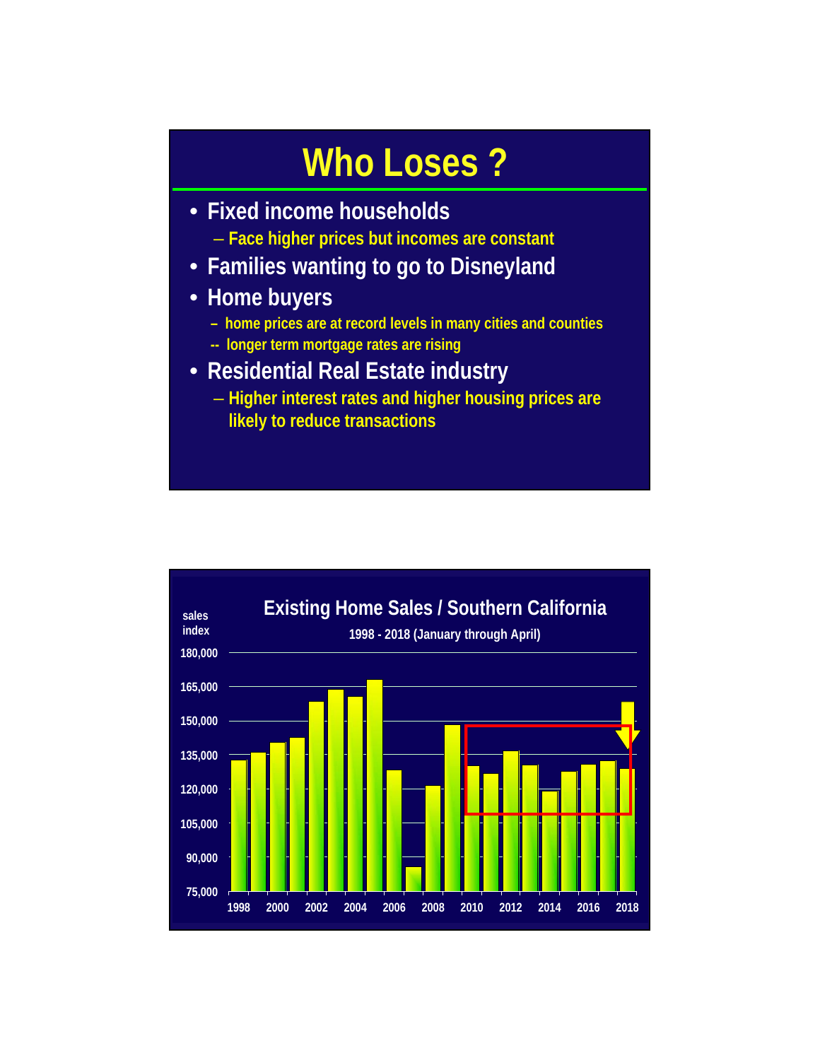# Who Loses ?

- Fixed income households
  - Face higher prices but incomes are constant
- Families wanting to go to Disneyland
- Home buyers
  - home prices are at record levels in many cities and counties
  - longer term mortgage rates are rising
- Residential Real Estate industry
  - Higher interest rates and higher housing prices are likely to reduce transactions

## Existing Home Sales / Southern California

1998 - 2018 (January through April)

sales index

180,000
165,000
150,000
135,000
120,000
105,000
90,000
75,000

1998 2000 2002 2004 2006 2008 2010 2012 2014 2016 2018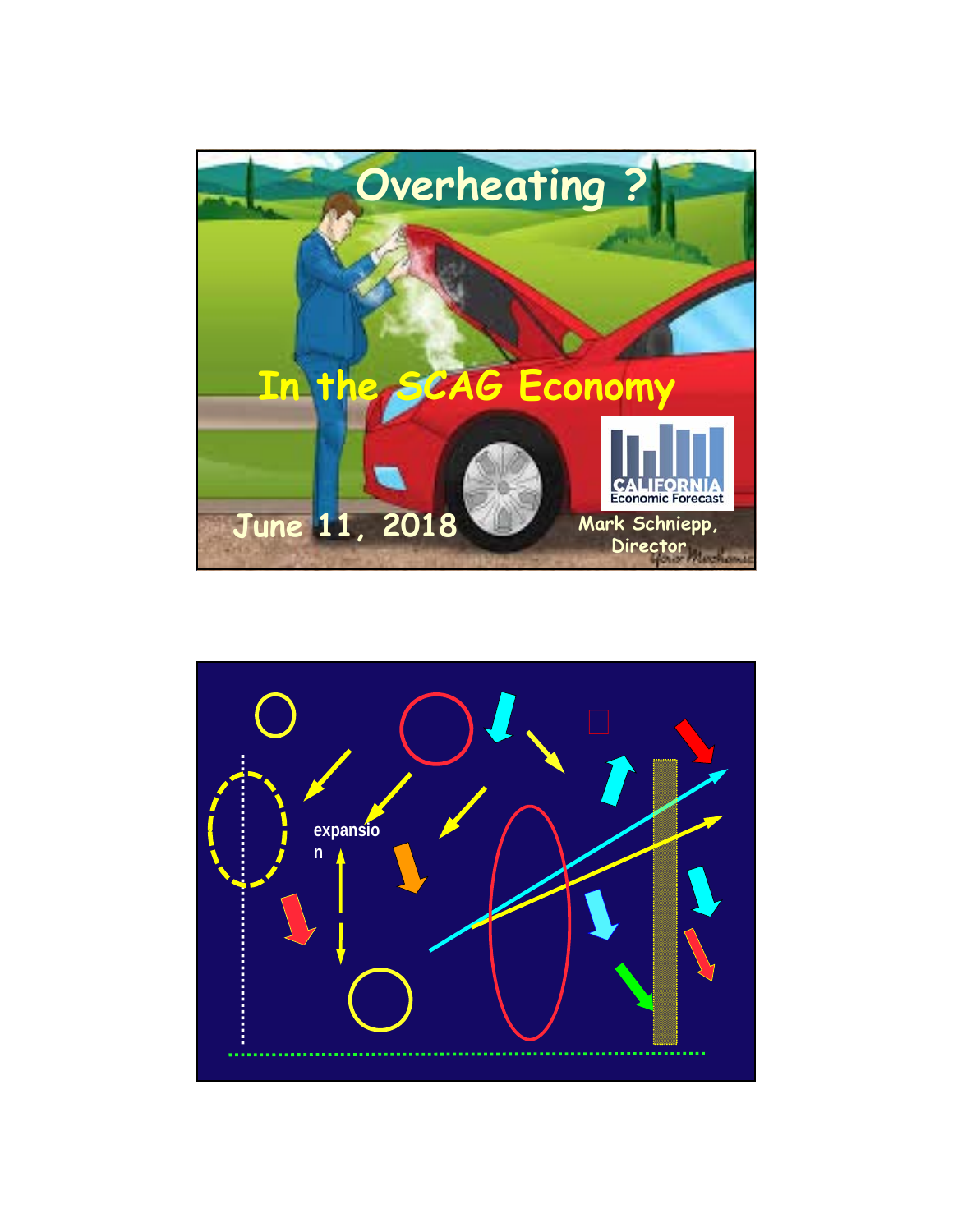# Overheating ?

## In the SCAG Economy

CALIFORNIA Economic Forecast

June 11, 2018

Mark Schniepp, Director

expansion